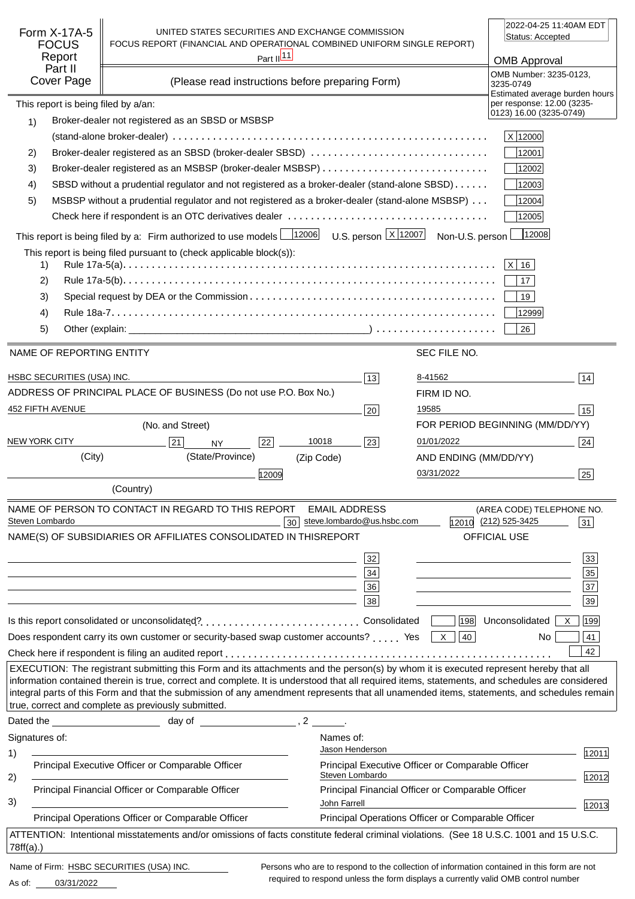# Form X-17A-5 FOCUS Report Part II Cover Page

UNITED STATES SECURITIES AND EXCHANGE COMMISSION
FOCUS REPORT (FINANCIAL AND OPERATIONAL COMBINED UNIFORM SINGLE REPORT)
Part II [11]

(Please read instructions before preparing Form)

2022-04-25 11:40AM EDT
Status: Accepted

**OMB Approval**
OMB Number: 3235-0123, 3235-0749
Estimated average burden hours per response: 12.00 (3235-0123) 16.00 (3235-0749)

This report is being filed by a/an:

1) Broker-dealer not registered as an SBSD or MSBSP (stand-alone broker-dealer) ..... X [12000]
2) Broker-dealer registered as an SBSD (broker-dealer SBSD) ..... [12001]
3) Broker-dealer registered as an MSBSP (broker-dealer MSBSP) ..... [12002]
4) SBSD without a prudential regulator and not registered as a broker-dealer (stand-alone SBSD) ..... [12003]
5) MSBSP without a prudential regulator and not registered as a broker-dealer (stand-alone MSBSP) ..... [12004]

Check here if respondent is an OTC derivatives dealer ..... [12005]

This report is being filed by a: Firm authorized to use models [12006] U.S. person X [12007] Non-U.S. person [12008]

This report is being filed pursuant to (check applicable block(s)):

1) Rule 17a-5(a) ..... X [16]
2) Rule 17a-5(b) ..... [17]
3) Special request by DEA or the Commission ..... [19]
4) Rule 18a-7 ..... [12999]
5) Other (explain: ________) ..... [26]

| NAME OF REPORTING ENTITY | | SEC FILE NO. | |
|---|---|---|---|
| HSBC SECURITIES (USA) INC. | [13] | 8-41562 | [14] |
| ADDRESS OF PRINCIPAL PLACE OF BUSINESS (Do not use P.O. Box No.) | | FIRM ID NO. | |
| 452 FIFTH AVENUE (No. and Street) | [20] | 19585 | [15] |
| | | FOR PERIOD BEGINNING (MM/DD/YY) | |
| NEW YORK CITY (City) [21] NY (State/Province) [22] 10018 (Zip Code) | [23] | 01/01/2022 | [24] |
| | | AND ENDING (MM/DD/YY) | |
| (Country) | [12009] | 03/31/2022 | [25] |

| NAME OF PERSON TO CONTACT IN REGARD TO THIS REPORT | | EMAIL ADDRESS | | (AREA CODE) TELEPHONE NO. | |
|---|---|---|---|---|---|
| Steven Lombardo | [30] | steve.lombardo@us.hsbc.com | [12010] | (212) 525-3425 | [31] |

| NAME(S) OF SUBSIDIARIES OR AFFILIATES CONSOLIDATED IN THIS REPORT | | OFFICIAL USE | |
|---|---|---|---|
| | [32] | | [33] |
| | [34] | | [35] |
| | [36] | | [37] |
| | [38] | | [39] |

Is this report consolidated or unconsolidated? ..... Consolidated [198] Unconsolidated X [199]

Does respondent carry its own customer or security-based swap customer accounts? ..... Yes X [40] No [41]

Check here if respondent is filing an audited report ..... [42]

EXECUTION: The registrant submitting this Form and its attachments and the person(s) by whom it is executed represent hereby that all information contained therein is true, correct and complete. It is understood that all required items, statements, and schedules are considered integral parts of this Form and that the submission of any amendment represents that all unamended items, statements, and schedules remain true, correct and complete as previously submitted.

Dated the ________ day of ________, 2 ____.

| Signatures of: | Names of: | |
|---|---|---|
| 1) ________ Principal Executive Officer or Comparable Officer | Jason Henderson — Principal Executive Officer or Comparable Officer | [12011] |
| 2) ________ Principal Financial Officer or Comparable Officer | Steven Lombardo — Principal Financial Officer or Comparable Officer | [12012] |
| 3) ________ Principal Operations Officer or Comparable Officer | John Farrell — Principal Operations Officer or Comparable Officer | [12013] |

ATTENTION: Intentional misstatements and/or omissions of facts constitute federal criminal violations. (See 18 U.S.C. 1001 and 15 U.S.C. 78ff(a).)

Name of Firm: HSBC SECURITIES (USA) INC.

As of: 03/31/2022

Persons who are to respond to the collection of information contained in this form are not required to respond unless the form displays a currently valid OMB control number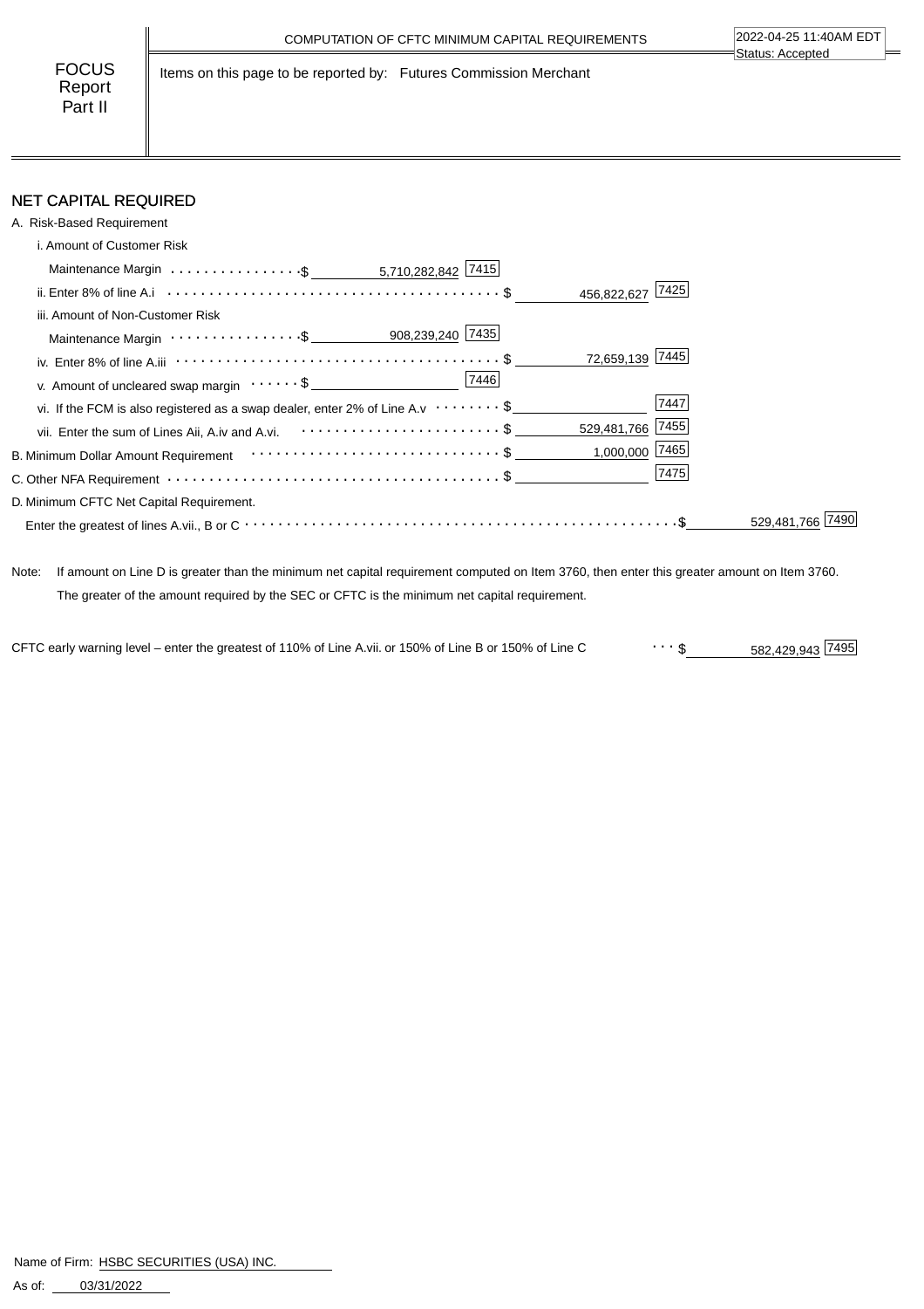COMPUTATION OF CFTC MINIMUM CAPITAL REQUIREMENTS

2022-04-25 11:40AM EDT
Status: Accepted

**FOCUS Report Part II**

Items on this page to be reported by: Futures Commission Merchant

## NET CAPITAL REQUIRED

A. Risk-Based Requirement

| Item | | Code | | Code | | Code |
|---|---|---|---|---|---|---|
| i. Amount of Customer Risk Maintenance Margin | $ 5,710,282,842 | 7415 | | | | |
| ii. Enter 8% of line A.i | | | $ 456,822,627 | 7425 | | |
| iii. Amount of Non-Customer Risk Maintenance Margin | $ 908,239,240 | 7435 | | | | |
| iv. Enter 8% of line A.iii | | | $ 72,659,139 | 7445 | | |
| v. Amount of uncleared swap margin | $ | 7446 | | | | |
| vi. If the FCM is also registered as a swap dealer, enter 2% of Line A.v | | | $ | 7447 | | |
| vii. Enter the sum of Lines Aii, A.iv and A.vi. | | | $ 529,481,766 | 7455 | | |
| B. Minimum Dollar Amount Requirement | | | $ 1,000,000 | 7465 | | |
| C. Other NFA Requirement | | | $ | 7475 | | |
| D. Minimum CFTC Net Capital Requirement. Enter the greatest of lines A.vii., B or C | | | | | $ 529,481,766 | 7490 |

Note: If amount on Line D is greater than the minimum net capital requirement computed on Item 3760, then enter this greater amount on Item 3760. The greater of the amount required by the SEC or CFTC is the minimum net capital requirement.

CFTC early warning level – enter the greatest of 110% of Line A.vii. or 150% of Line B or 150% of Line C ... $ 582,429,943 [7495]

Name of Firm: HSBC SECURITIES (USA) INC.

As of: 03/31/2022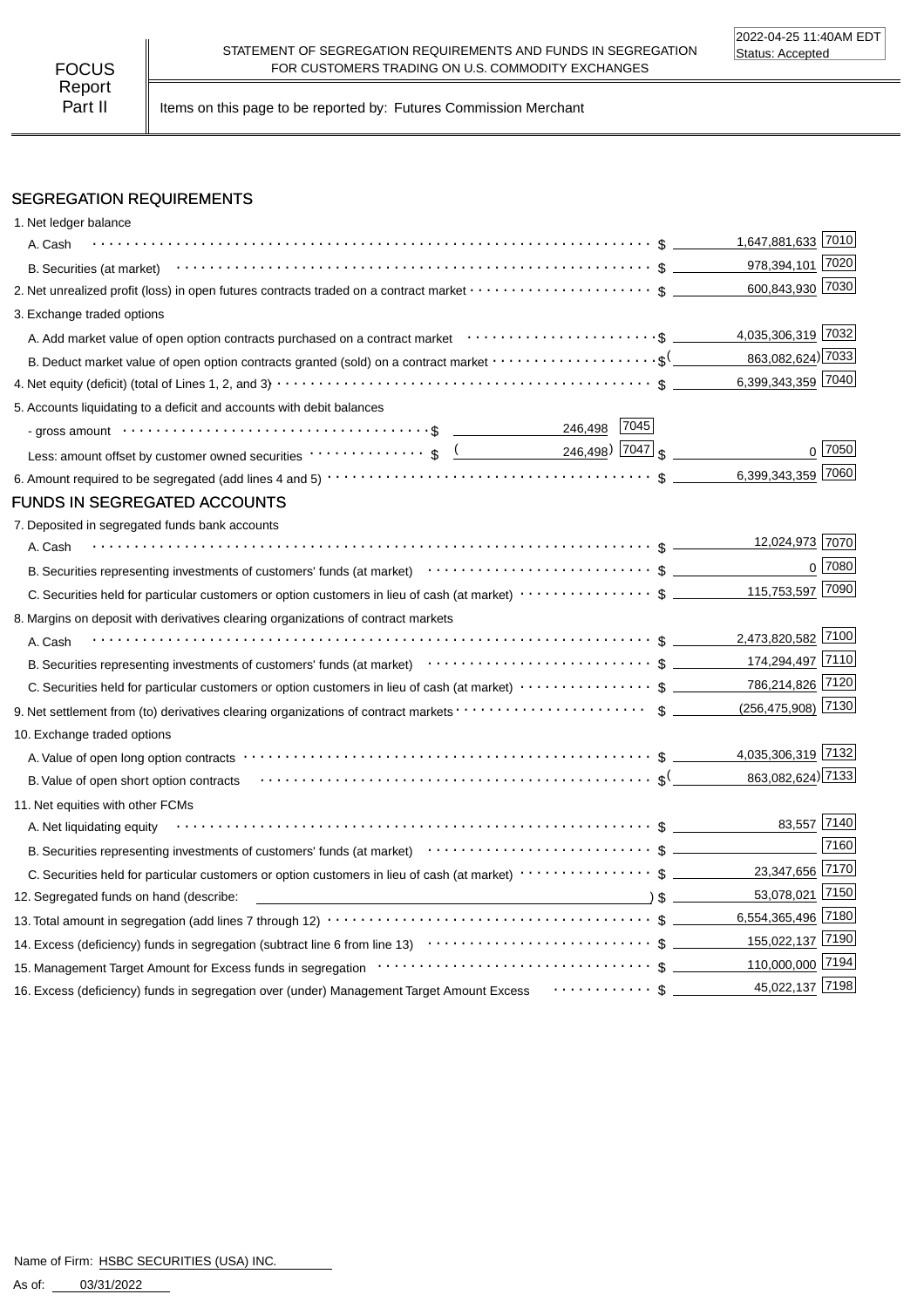2022-04-25 11:40AM EDT
Status: Accepted

**FOCUS Report Part II**

STATEMENT OF SEGREGATION REQUIREMENTS AND FUNDS IN SEGREGATION FOR CUSTOMERS TRADING ON U.S. COMMODITY EXCHANGES

Items on this page to be reported by: Futures Commission Merchant

## SEGREGATION REQUIREMENTS

| Item | | | Amount | Code |
|---|---|---|---|---|
| 1. Net ledger balance | | | | |
| A. Cash | | | $ 1,647,881,633 | 7010 |
| B. Securities (at market) | | | $ 978,394,101 | 7020 |
| 2. Net unrealized profit (loss) in open futures contracts traded on a contract market | | | $ 600,843,930 | 7030 |
| 3. Exchange traded options | | | | |
| A. Add market value of open option contracts purchased on a contract market | | | $ 4,035,306,319 | 7032 |
| B. Deduct market value of open option contracts granted (sold) on a contract market | | | $ (863,082,624) | 7033 |
| 4. Net equity (deficit) (total of Lines 1, 2, and 3) | | | $ 6,399,343,359 | 7040 |
| 5. Accounts liquidating to a deficit and accounts with debit balances | | | | |
| - gross amount | $ 246,498 | 7045 | | |
| Less: amount offset by customer owned securities | $ (246,498) | 7047 | $ 0 | 7050 |
| 6. Amount required to be segregated (add lines 4 and 5) | | | $ 6,399,343,359 | 7060 |

## FUNDS IN SEGREGATED ACCOUNTS

| Item | Amount | Code |
|---|---|---|
| 7. Deposited in segregated funds bank accounts | | |
| A. Cash | $ 12,024,973 | 7070 |
| B. Securities representing investments of customers' funds (at market) | $ 0 | 7080 |
| C. Securities held for particular customers or option customers in lieu of cash (at market) | $ 115,753,597 | 7090 |
| 8. Margins on deposit with derivatives clearing organizations of contract markets | | |
| A. Cash | $ 2,473,820,582 | 7100 |
| B. Securities representing investments of customers' funds (at market) | $ 174,294,497 | 7110 |
| C. Securities held for particular customers or option customers in lieu of cash (at market) | $ 786,214,826 | 7120 |
| 9. Net settlement from (to) derivatives clearing organizations of contract markets | $ (256,475,908) | 7130 |
| 10. Exchange traded options | | |
| A. Value of open long option contracts | $ 4,035,306,319 | 7132 |
| B. Value of open short option contracts | $ (863,082,624) | 7133 |
| 11. Net equities with other FCMs | | |
| A. Net liquidating equity | $ 83,557 | 7140 |
| B. Securities representing investments of customers' funds (at market) | $ | 7160 |
| C. Securities held for particular customers or option customers in lieu of cash (at market) | $ 23,347,656 | 7170 |
| 12. Segregated funds on hand (describe: ) | $ 53,078,021 | 7150 |
| 13. Total amount in segregation (add lines 7 through 12) | $ 6,554,365,496 | 7180 |
| 14. Excess (deficiency) funds in segregation (subtract line 6 from line 13) | $ 155,022,137 | 7190 |
| 15. Management Target Amount for Excess funds in segregation | $ 110,000,000 | 7194 |
| 16. Excess (deficiency) funds in segregation over (under) Management Target Amount Excess | $ 45,022,137 | 7198 |

Name of Firm: HSBC SECURITIES (USA) INC.

As of: 03/31/2022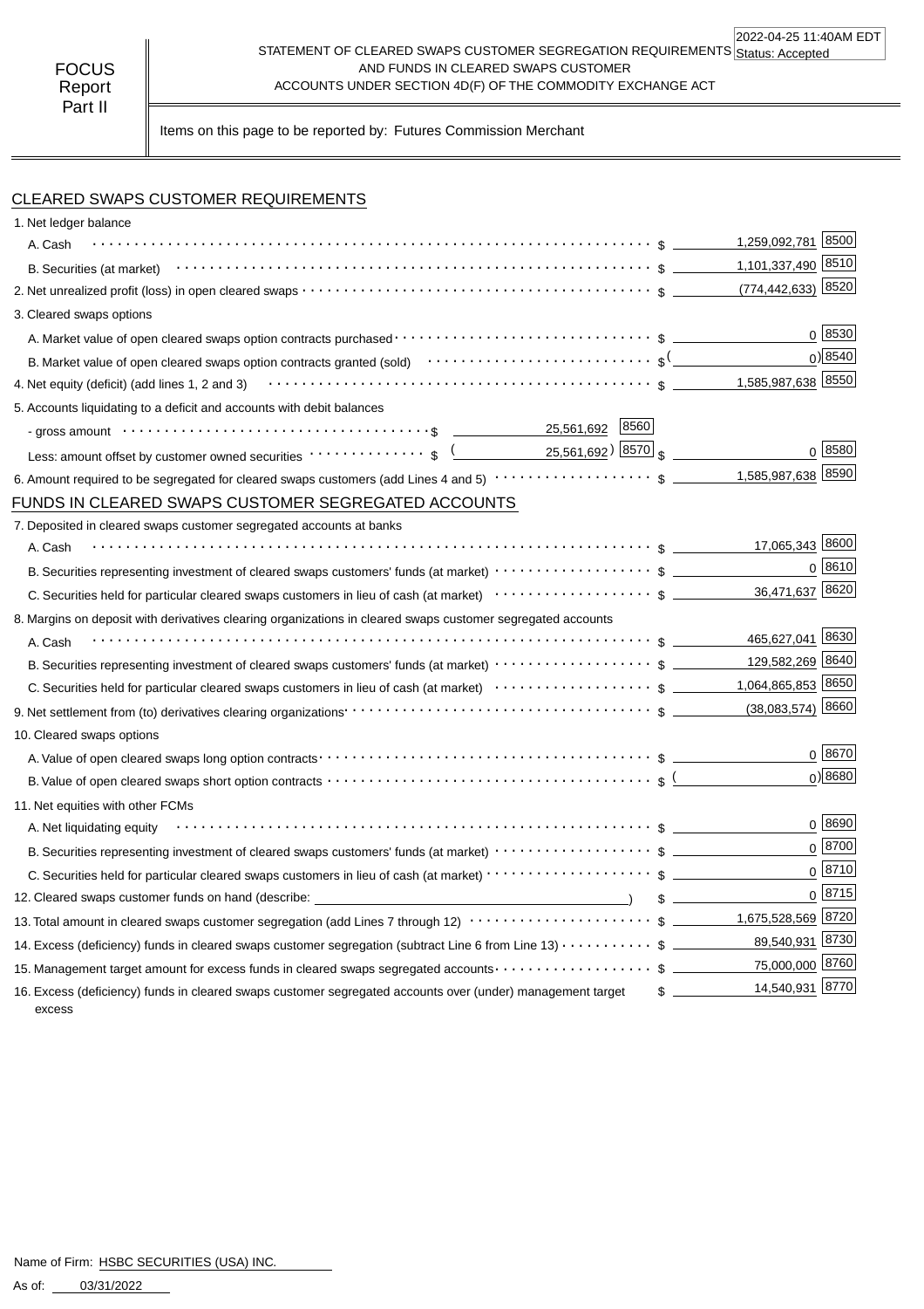FOCUS Report Part II

STATEMENT OF CLEARED SWAPS CUSTOMER SEGREGATION REQUIREMENTS AND FUNDS IN CLEARED SWAPS CUSTOMER ACCOUNTS UNDER SECTION 4D(F) OF THE COMMODITY EXCHANGE ACT

2022-04-25 11:40AM EDT
Status: Accepted

Items on this page to be reported by: Futures Commission Merchant

## CLEARED SWAPS CUSTOMER REQUIREMENTS

| Item | | | Amount | Code |
|---|---|---|---|---|
| 1. Net ledger balance | | | | |
| A. Cash | | | $ 1,259,092,781 | 8500 |
| B. Securities (at market) | | | $ 1,101,337,490 | 8510 |
| 2. Net unrealized profit (loss) in open cleared swaps | | | $ (774,442,633) | 8520 |
| 3. Cleared swaps options | | | | |
| A. Market value of open cleared swaps option contracts purchased | | | $ 0 | 8530 |
| B. Market value of open cleared swaps option contracts granted (sold) | | | $ (0) | 8540 |
| 4. Net equity (deficit) (add lines 1, 2 and 3) | | | $ 1,585,987,638 | 8550 |
| 5. Accounts liquidating to a deficit and accounts with debit balances | | | | |
| - gross amount | $ 25,561,692 | 8560 | | |
| Less: amount offset by customer owned securities | $ (25,561,692) | 8570 | $ 0 | 8580 |
| 6. Amount required to be segregated for cleared swaps customers (add Lines 4 and 5) | | | $ 1,585,987,638 | 8590 |

## FUNDS IN CLEARED SWAPS CUSTOMER SEGREGATED ACCOUNTS

| Item | Amount | Code |
|---|---|---|
| 7. Deposited in cleared swaps customer segregated accounts at banks | | |
| A. Cash | $ 17,065,343 | 8600 |
| B. Securities representing investment of cleared swaps customers' funds (at market) | $ 0 | 8610 |
| C. Securities held for particular cleared swaps customers in lieu of cash (at market) | $ 36,471,637 | 8620 |
| 8. Margins on deposit with derivatives clearing organizations in cleared swaps customer segregated accounts | | |
| A. Cash | $ 465,627,041 | 8630 |
| B. Securities representing investment of cleared swaps customers' funds (at market) | $ 129,582,269 | 8640 |
| C. Securities held for particular cleared swaps customers in lieu of cash (at market) | $ 1,064,865,853 | 8650 |
| 9. Net settlement from (to) derivatives clearing organizations | $ (38,083,574) | 8660 |
| 10. Cleared swaps options | | |
| A. Value of open cleared swaps long option contracts | $ 0 | 8670 |
| B. Value of open cleared swaps short option contracts | $ (0) | 8680 |
| 11. Net equities with other FCMs | | |
| A. Net liquidating equity | $ 0 | 8690 |
| B. Securities representing investment of cleared swaps customers' funds (at market) | $ 0 | 8700 |
| C. Securities held for particular cleared swaps customers in lieu of cash (at market) | $ 0 | 8710 |
| 12. Cleared swaps customer funds on hand (describe: ) | $ 0 | 8715 |
| 13. Total amount in cleared swaps customer segregation (add Lines 7 through 12) | $ 1,675,528,569 | 8720 |
| 14. Excess (deficiency) funds in cleared swaps customer segregation (subtract Line 6 from Line 13) | $ 89,540,931 | 8730 |
| 15. Management target amount for excess funds in cleared swaps segregated accounts | $ 75,000,000 | 8760 |
| 16. Excess (deficiency) funds in cleared swaps customer segregated accounts over (under) management target excess | $ 14,540,931 | 8770 |

Name of Firm: HSBC SECURITIES (USA) INC.

As of: 03/31/2022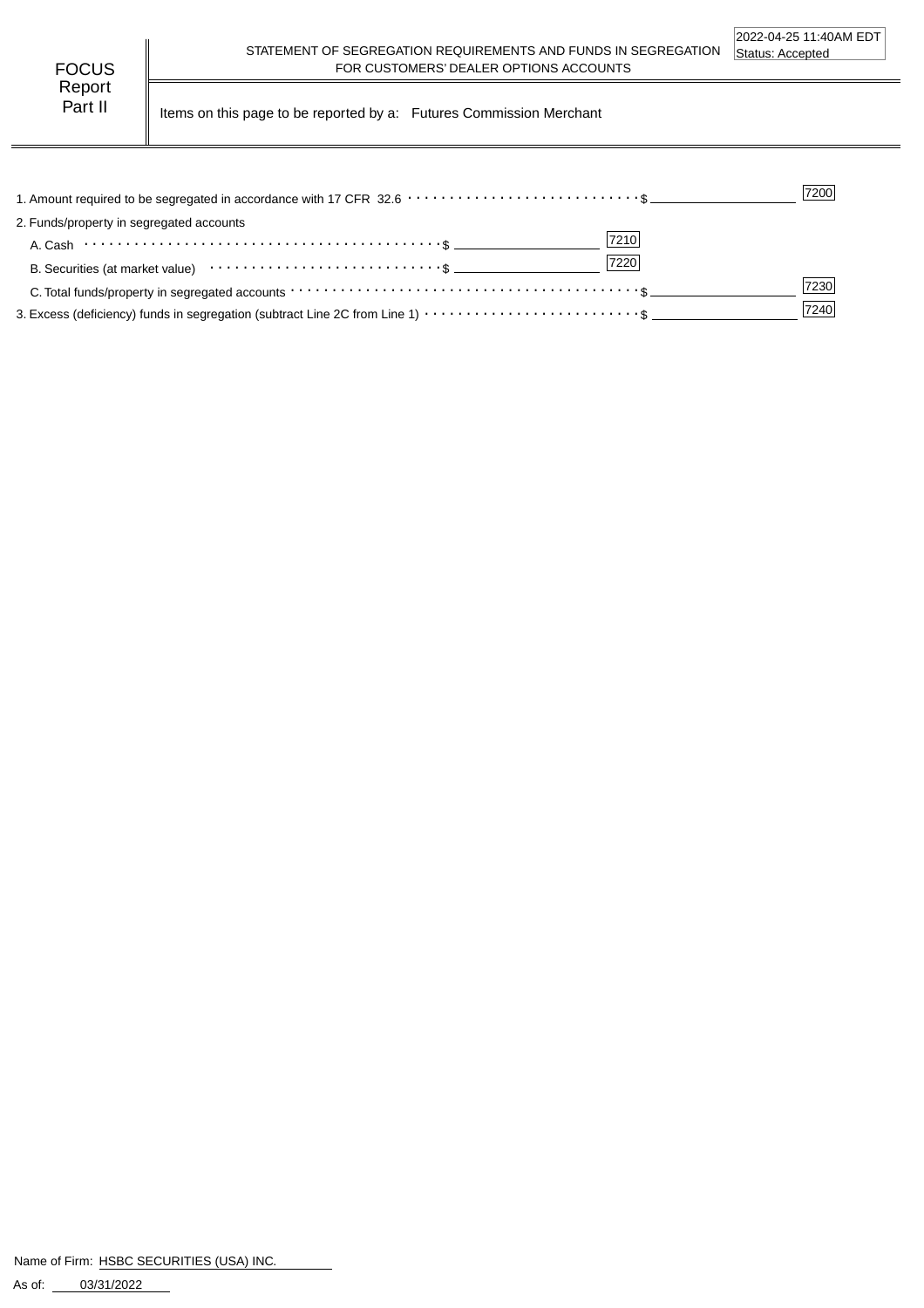FOCUS Report Part II

STATEMENT OF SEGREGATION REQUIREMENTS AND FUNDS IN SEGREGATION FOR CUSTOMERS' DEALER OPTIONS ACCOUNTS

2022-04-25 11:40AM EDT
Status: Accepted

Items on this page to be reported by a: Futures Commission Merchant

| Item | | | Code |
|---|---|---|---|
| 1. Amount required to be segregated in accordance with 17 CFR 32.6 | | $ | 7200 |
| 2. Funds/property in segregated accounts | | | |
| A. Cash | $ 7210 | | |
| B. Securities (at market value) | $ 7220 | | |
| C. Total funds/property in segregated accounts | | $ | 7230 |
| 3. Excess (deficiency) funds in segregation (subtract Line 2C from Line 1) | | $ | 7240 |

Name of Firm: HSBC SECURITIES (USA) INC.

As of: 03/31/2022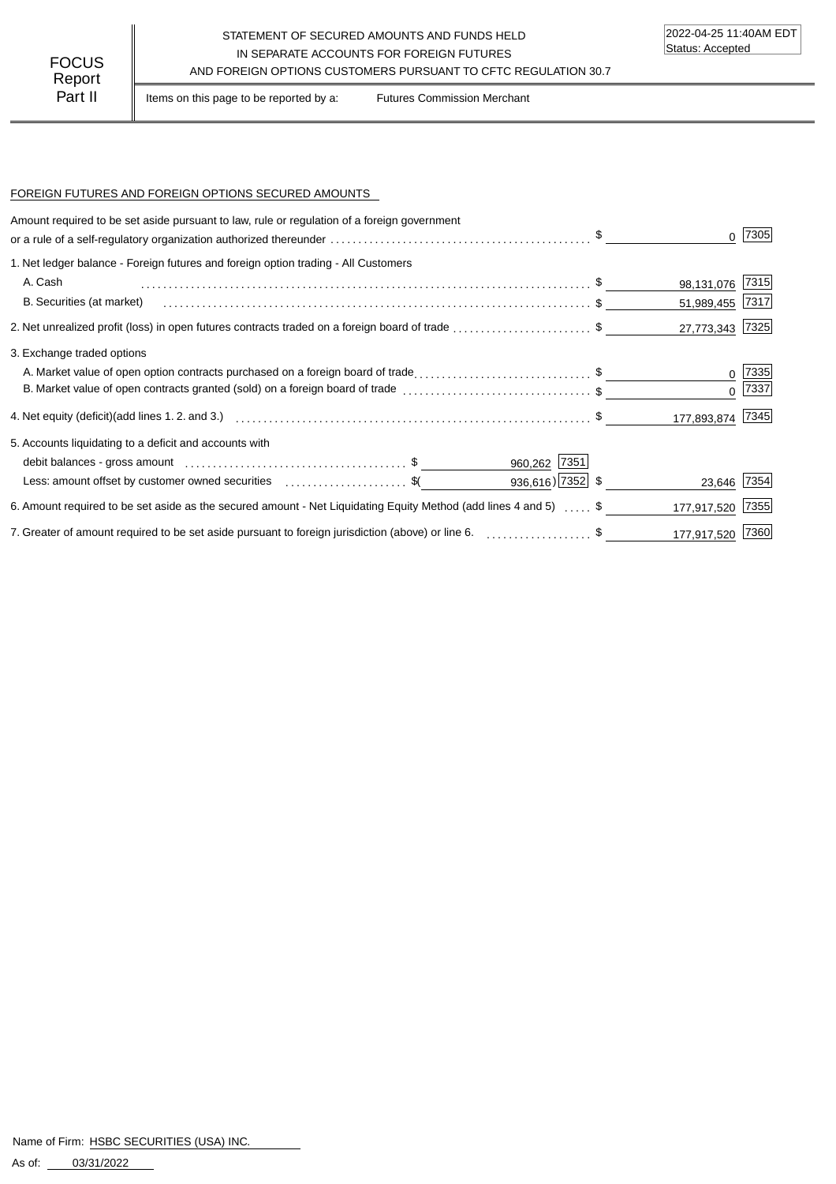FOCUS Report Part II

STATEMENT OF SECURED AMOUNTS AND FUNDS HELD IN SEPARATE ACCOUNTS FOR FOREIGN FUTURES AND FOREIGN OPTIONS CUSTOMERS PURSUANT TO CFTC REGULATION 30.7

2022-04-25 11:40AM EDT
Status: Accepted

Items on this page to be reported by a: Futures Commission Merchant

## FOREIGN FUTURES AND FOREIGN OPTIONS SECURED AMOUNTS

| Description | | | Amount | Code |
|---|---|---|---|---|
| Amount required to be set aside pursuant to law, rule or regulation of a foreign government or a rule of a self-regulatory organization authorized thereunder | | | $ 0 | 7305 |
| 1. Net ledger balance - Foreign futures and foreign option trading - All Customers | | | | |
| A. Cash | | | $ 98,131,076 | 7315 |
| B. Securities (at market) | | | $ 51,989,455 | 7317 |
| 2. Net unrealized profit (loss) in open futures contracts traded on a foreign board of trade | | | $ 27,773,343 | 7325 |
| 3. Exchange traded options | | | | |
| A. Market value of open option contracts purchased on a foreign board of trade | | | $ 0 | 7335 |
| B. Market value of open contracts granted (sold) on a foreign board of trade | | | $ 0 | 7337 |
| 4. Net equity (deficit)(add lines 1. 2. and 3.) | | | $ 177,893,874 | 7345 |
| 5. Accounts liquidating to a deficit and accounts with | | | | |
| debit balances - gross amount | $ 960,262 | 7351 | | |
| Less: amount offset by customer owned securities | $( 936,616) | 7352 | $ 23,646 | 7354 |
| 6. Amount required to be set aside as the secured amount - Net Liquidating Equity Method (add lines 4 and 5) | | | $ 177,917,520 | 7355 |
| 7. Greater of amount required to be set aside pursuant to foreign jurisdiction (above) or line 6. | | | $ 177,917,520 | 7360 |

Name of Firm: HSBC SECURITIES (USA) INC.

As of: 03/31/2022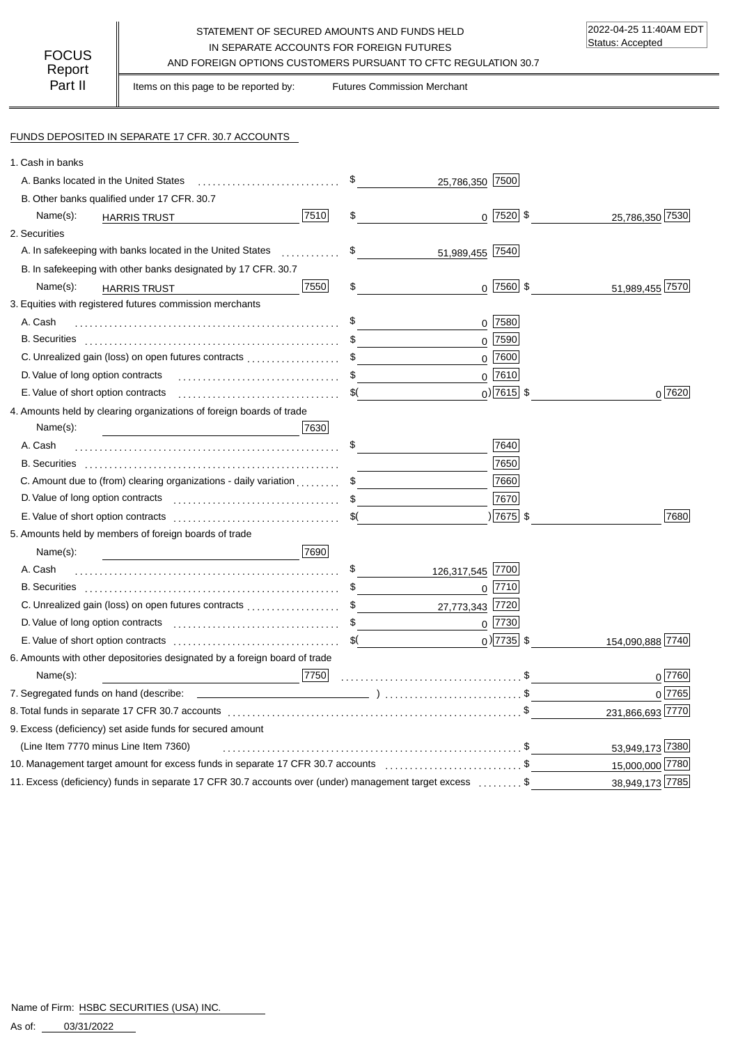FOCUS Report Part II

STATEMENT OF SECURED AMOUNTS AND FUNDS HELD IN SEPARATE ACCOUNTS FOR FOREIGN FUTURES AND FOREIGN OPTIONS CUSTOMERS PURSUANT TO CFTC REGULATION 30.7

2022-04-25 11:40AM EDT
Status: Accepted

Items on this page to be reported by: Futures Commission Merchant

FUNDS DEPOSITED IN SEPARATE 17 CFR. 30.7 ACCOUNTS

| | | | | | |
|---|---|---|---|---|---|
| 1. Cash in banks | | | | | |
| A. Banks located in the United States | | $ 25,786,350 | 7500 | | |
| B. Other banks qualified under 17 CFR. 30.7 | | | | | |
| Name(s): HARRIS TRUST | 7510 | $ 0 | 7520 | $ 25,786,350 | 7530 |
| 2. Securities | | | | | |
| A. In safekeeping with banks located in the United States | | $ 51,989,455 | 7540 | | |
| B. In safekeeping with other banks designated by 17 CFR. 30.7 | | | | | |
| Name(s): HARRIS TRUST | 7550 | $ 0 | 7560 | $ 51,989,455 | 7570 |
| 3. Equities with registered futures commission merchants | | | | | |
| A. Cash | | $ 0 | 7580 | | |
| B. Securities | | $ 0 | 7590 | | |
| C. Unrealized gain (loss) on open futures contracts | | $ 0 | 7600 | | |
| D. Value of long option contracts | | $ 0 | 7610 | | |
| E. Value of short option contracts | | $( 0) | 7615 | $ 0 | 7620 |
| 4. Amounts held by clearing organizations of foreign boards of trade | | | | | |
| Name(s): | 7630 | | | | |
| A. Cash | | $ | 7640 | | |
| B. Securities | | | 7650 | | |
| C. Amount due to (from) clearing organizations - daily variation | | $ | 7660 | | |
| D. Value of long option contracts | | $ | 7670 | | |
| E. Value of short option contracts | | $( ) | 7675 | $ | 7680 |
| 5. Amounts held by members of foreign boards of trade | | | | | |
| Name(s): | 7690 | | | | |
| A. Cash | | $ 126,317,545 | 7700 | | |
| B. Securities | | $ 0 | 7710 | | |
| C. Unrealized gain (loss) on open futures contracts | | $ 27,773,343 | 7720 | | |
| D. Value of long option contracts | | $ 0 | 7730 | | |
| E. Value of short option contracts | | $( 0) | 7735 | $ 154,090,888 | 7740 |
| 6. Amounts with other depositories designated by a foreign board of trade | | | | | |
| Name(s): | 7750 | | | $ 0 | 7760 |
| 7. Segregated funds on hand (describe: ) | | | | $ 0 | 7765 |
| 8. Total funds in separate 17 CFR 30.7 accounts | | | | $ 231,866,693 | 7770 |
| 9. Excess (deficiency) set aside funds for secured amount (Line Item 7770 minus Line Item 7360) | | | | $ 53,949,173 | 7380 |
| 10. Management target amount for excess funds in separate 17 CFR 30.7 accounts | | | | $ 15,000,000 | 7780 |
| 11. Excess (deficiency) funds in separate 17 CFR 30.7 accounts over (under) management target excess | | | | $ 38,949,173 | 7785 |

Name of Firm: HSBC SECURITIES (USA) INC.

As of: 03/31/2022